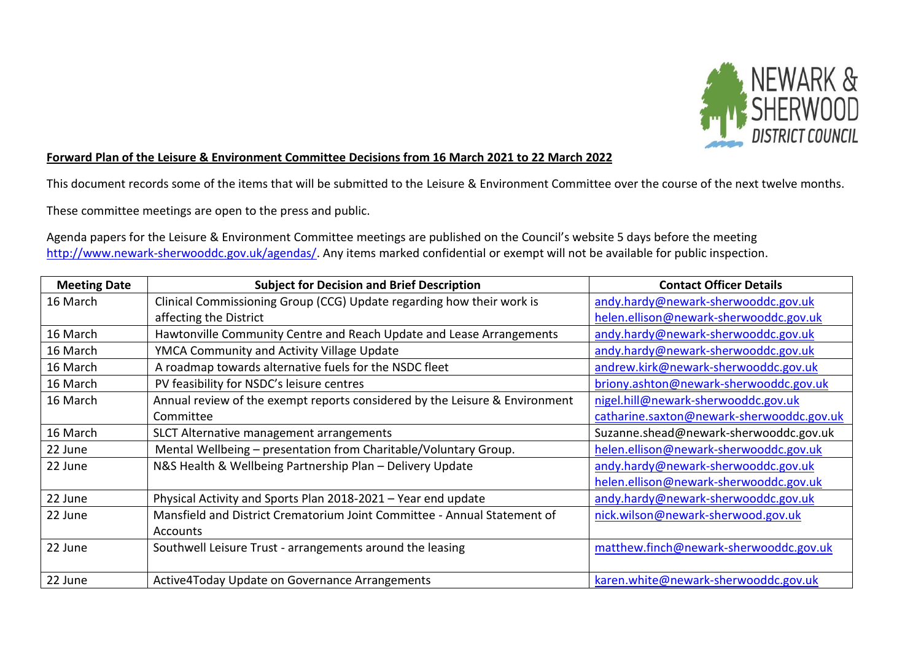**Forward Plan of the Leisure & Environment Committee Decisions from 16 March 2021 to 22 March 2022**

This document records some of the items that will be submitted to the Leisure & Environment Committee over the course of the next twelve months.

These committee meetings are open to the press and public.

Agenda papers for the Leisure & Environment Committee meetings are published on the Council's website 5 days before the meeting http://www.newark-sherwooddc.gov.uk/agendas/. Any items marked confidential or exempt will not be available for public inspection.

| Meeting Date | Subject for Decision and Brief Description | Contact Officer Details |
|---|---|---|
| 16 March | Clinical Commissioning Group (CCG) Update regarding how their work is affecting the District | andy.hardy@newark-sherwooddc.gov.uk helen.ellison@newark-sherwooddc.gov.uk |
| 16 March | Hawtonville Community Centre and Reach Update and Lease Arrangements | andy.hardy@newark-sherwooddc.gov.uk |
| 16 March | YMCA Community and Activity Village Update | andy.hardy@newark-sherwooddc.gov.uk |
| 16 March | A roadmap towards alternative fuels for the NSDC fleet | andrew.kirk@newark-sherwooddc.gov.uk |
| 16 March | PV feasibility for NSDC's leisure centres | briony.ashton@newark-sherwooddc.gov.uk |
| 16 March | Annual review of the exempt reports considered by the Leisure & Environment Committee | nigel.hill@newark-sherwooddc.gov.uk catharine.saxton@newark-sherwooddc.gov.uk |
| 16 March | SLCT Alternative management arrangements | Suzanne.shead@newark-sherwooddc.gov.uk |
| 22 June | Mental Wellbeing – presentation from Charitable/Voluntary Group. | helen.ellison@newark-sherwooddc.gov.uk |
| 22 June | N&S Health & Wellbeing Partnership Plan – Delivery Update | andy.hardy@newark-sherwooddc.gov.uk helen.ellison@newark-sherwooddc.gov.uk |
| 22 June | Physical Activity and Sports Plan 2018-2021 – Year end update | andy.hardy@newark-sherwooddc.gov.uk |
| 22 June | Mansfield and District Crematorium Joint Committee - Annual Statement of Accounts | nick.wilson@newark-sherwood.gov.uk |
| 22 June | Southwell Leisure Trust - arrangements around the leasing | matthew.finch@newark-sherwooddc.gov.uk |
| 22 June | Active4Today Update on Governance Arrangements | karen.white@newark-sherwooddc.gov.uk |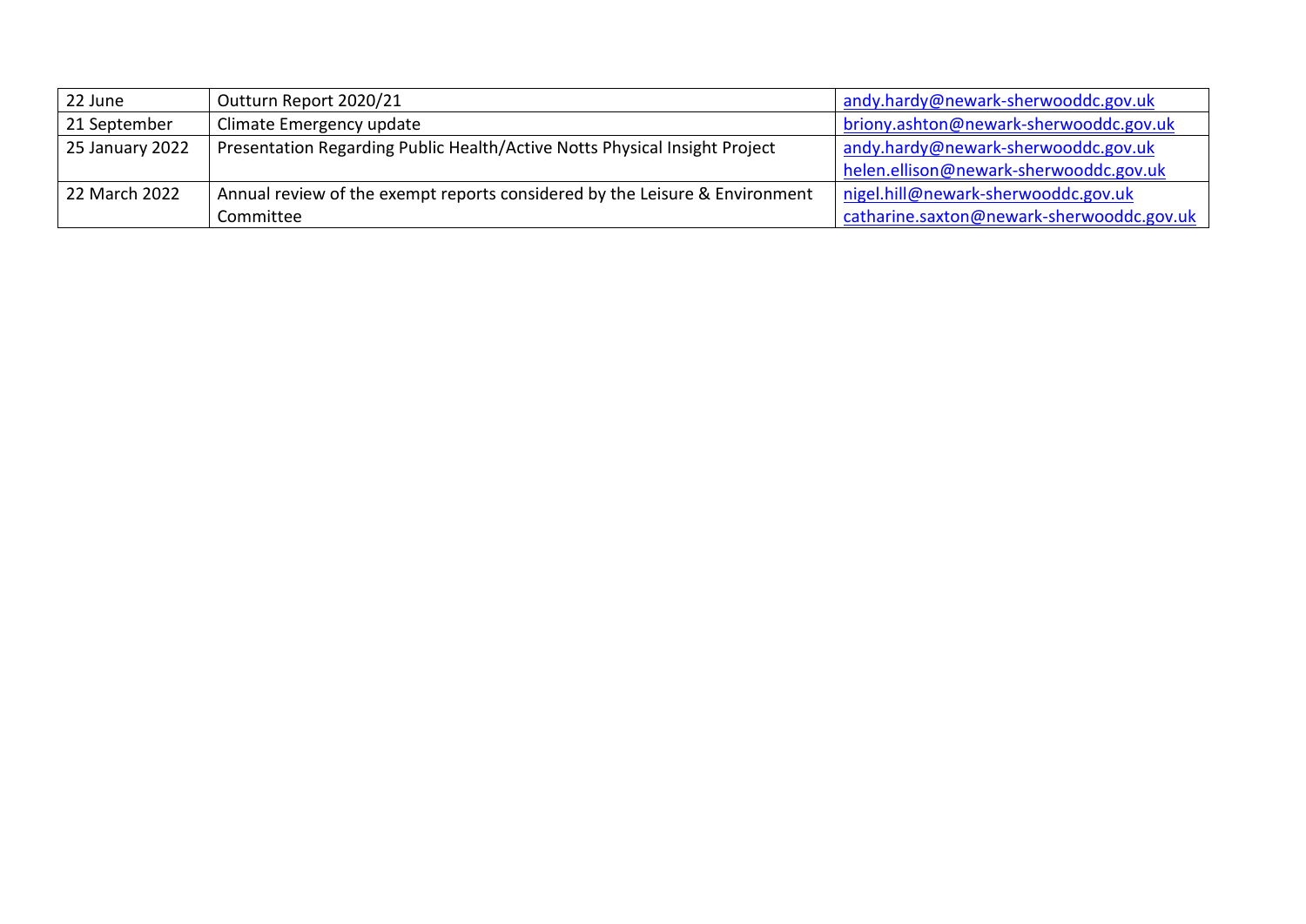| | | |
|---|---|---|
| 22 June | Outturn Report 2020/21 | andy.hardy@newark-sherwooddc.gov.uk |
| 21 September | Climate Emergency update | briony.ashton@newark-sherwooddc.gov.uk |
| 25 January 2022 | Presentation Regarding Public Health/Active Notts Physical Insight Project | andy.hardy@newark-sherwooddc.gov.uk helen.ellison@newark-sherwooddc.gov.uk |
| 22 March 2022 | Annual review of the exempt reports considered by the Leisure & Environment Committee | nigel.hill@newark-sherwooddc.gov.uk catharine.saxton@newark-sherwooddc.gov.uk |